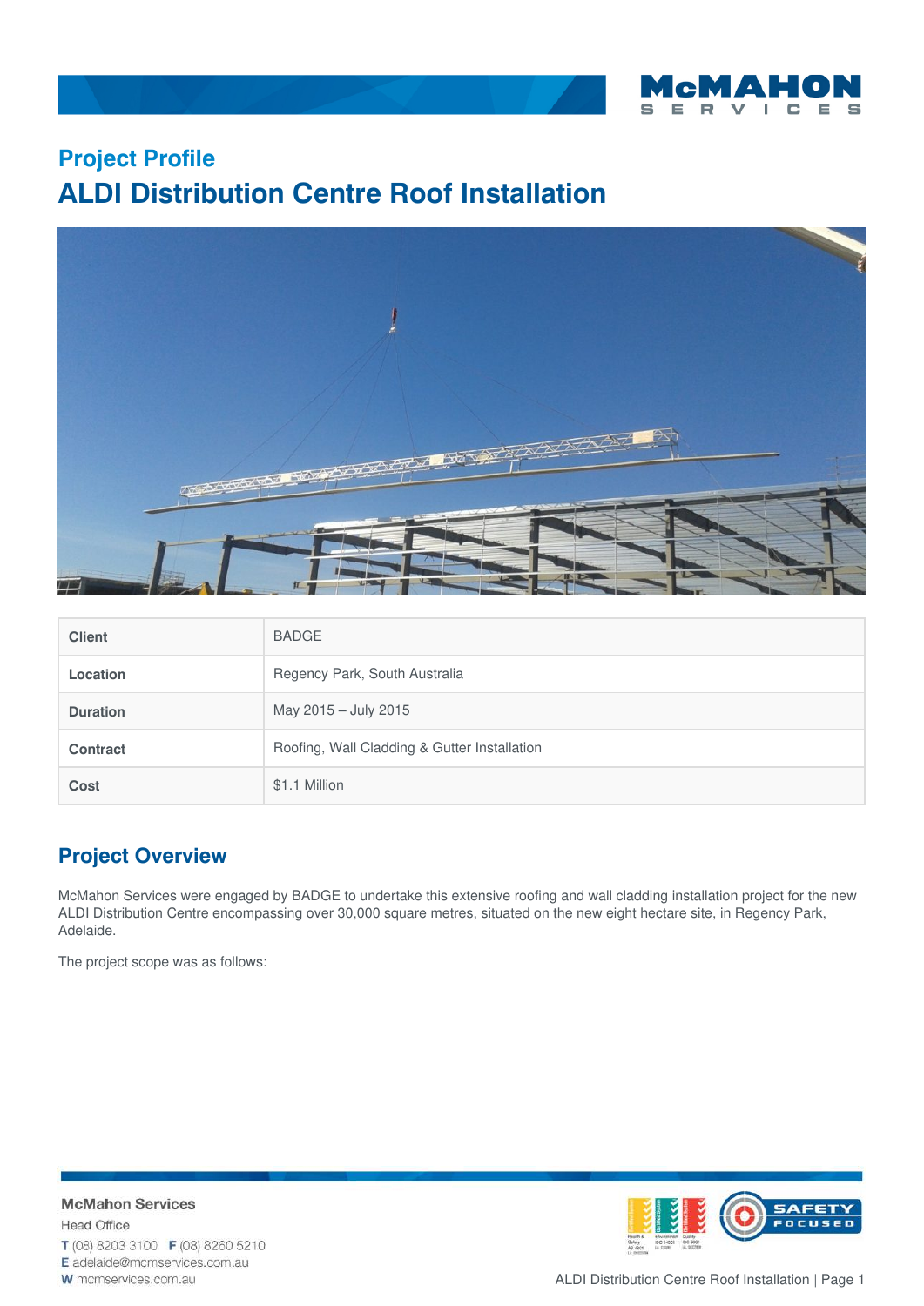## Project Profile

# ALDI Distribution Centre Roof Installation

| Client | BADGE |
| --- | --- |
| Location | Regency Park, South Australia |
| Duration | May 2015 – July 2015 |
| Contract | Roofing, Wall Cladding & Gutter Installation |
| Cost | $1.1 Million |

## Project Overview

McMahon Services were engaged by BADGE to undertake this extensive roofing and wall cladding installation project for the new ALDI Distribution Centre encompassing over 30,000 square metres, situated on the new eight hectare site, in Regency Park, Adelaide.

The project scope was as follows:

**McMahon Services**
Head Office
**T** (08) 8203 3100 **F** (08) 8260 5210
**E** adelaide@mcmservices.com.au
**W** mcmservices.com.au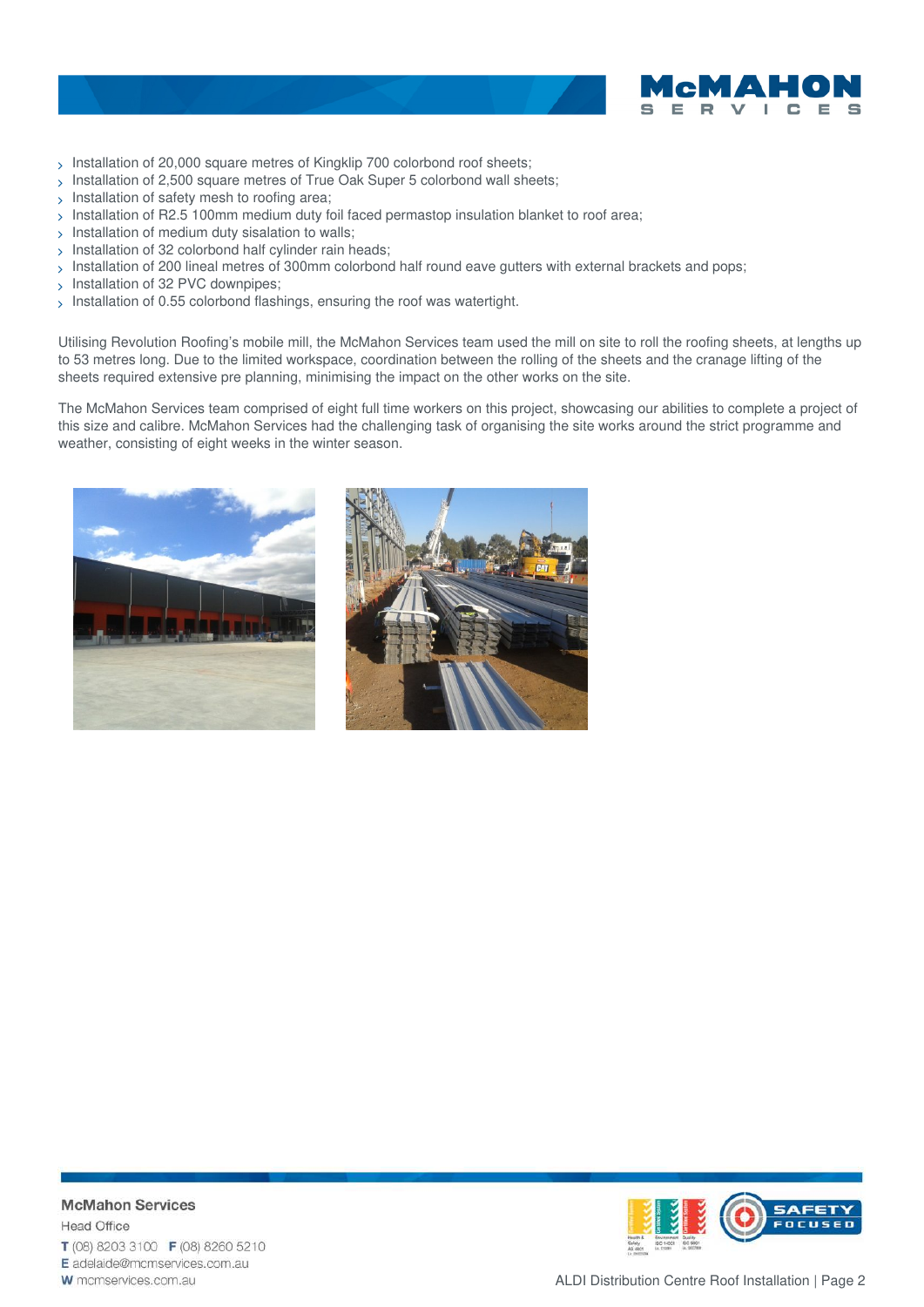- Installation of 20,000 square metres of Kingklip 700 colorbond roof sheets;
- Installation of 2,500 square metres of True Oak Super 5 colorbond wall sheets;
- Installation of safety mesh to roofing area;
- Installation of R2.5 100mm medium duty foil faced permastop insulation blanket to roof area;
- Installation of medium duty sisalation to walls;
- Installation of 32 colorbond half cylinder rain heads;
- Installation of 200 lineal metres of 300mm colorbond half round eave gutters with external brackets and pops;
- Installation of 32 PVC downpipes;
- Installation of 0.55 colorbond flashings, ensuring the roof was watertight.

Utilising Revolution Roofing's mobile mill, the McMahon Services team used the mill on site to roll the roofing sheets, at lengths up to 53 metres long. Due to the limited workspace, coordination between the rolling of the sheets and the cranage lifting of the sheets required extensive pre planning, minimising the impact on the other works on the site.

The McMahon Services team comprised of eight full time workers on this project, showcasing our abilities to complete a project of this size and calibre. McMahon Services had the challenging task of organising the site works around the strict programme and weather, consisting of eight weeks in the winter season.

**McMahon Services**
Head Office
**T** (08) 8203 3100 **F** (08) 8260 5210
**E** adelaide@mcmservices.com.au
**W** mcmservices.com.au